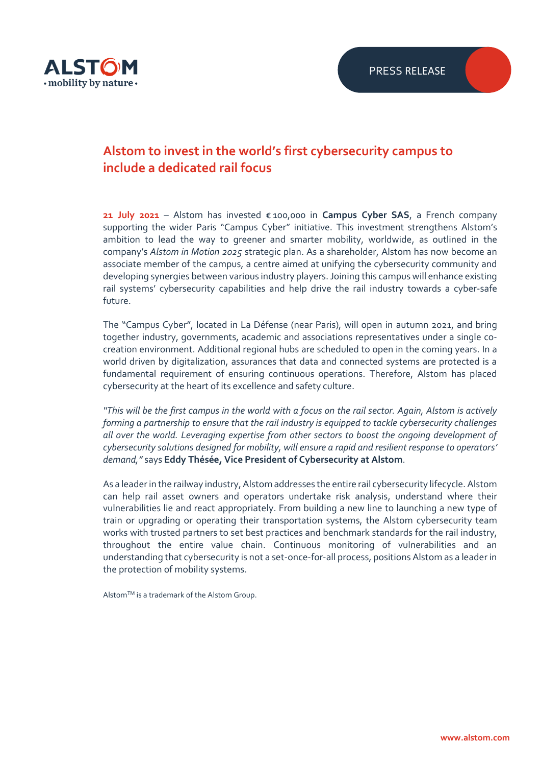# Alstom to invest in the world's first cybersecurity campus to include a dedicated rail focus

**21 July 2021** – Alstom has invested € 100,000 in **Campus Cyber SAS**, a French company supporting the wider Paris "Campus Cyber" initiative. This investment strengthens Alstom's ambition to lead the way to greener and smarter mobility, worldwide, as outlined in the company's *Alstom in Motion 2025* strategic plan. As a shareholder, Alstom has now become an associate member of the campus, a centre aimed at unifying the cybersecurity community and developing synergies between various industry players. Joining this campus will enhance existing rail systems' cybersecurity capabilities and help drive the rail industry towards a cyber-safe future.

The "Campus Cyber", located in La Défense (near Paris), will open in autumn 2021, and bring together industry, governments, academic and associations representatives under a single co-creation environment. Additional regional hubs are scheduled to open in the coming years. In a world driven by digitalization, assurances that data and connected systems are protected is a fundamental requirement of ensuring continuous operations. Therefore, Alstom has placed cybersecurity at the heart of its excellence and safety culture.

*"This will be the first campus in the world with a focus on the rail sector. Again, Alstom is actively forming a partnership to ensure that the rail industry is equipped to tackle cybersecurity challenges all over the world. Leveraging expertise from other sectors to boost the ongoing development of cybersecurity solutions designed for mobility, will ensure a rapid and resilient response to operators' demand,"* says **Eddy Thésée, Vice President of Cybersecurity at Alstom**.

As a leader in the railway industry, Alstom addresses the entire rail cybersecurity lifecycle. Alstom can help rail asset owners and operators undertake risk analysis, understand where their vulnerabilities lie and react appropriately. From building a new line to launching a new type of train or upgrading or operating their transportation systems, the Alstom cybersecurity team works with trusted partners to set best practices and benchmark standards for the rail industry, throughout the entire value chain. Continuous monitoring of vulnerabilities and an understanding that cybersecurity is not a set-once-for-all process, positions Alstom as a leader in the protection of mobility systems.

Alstom™ is a trademark of the Alstom Group.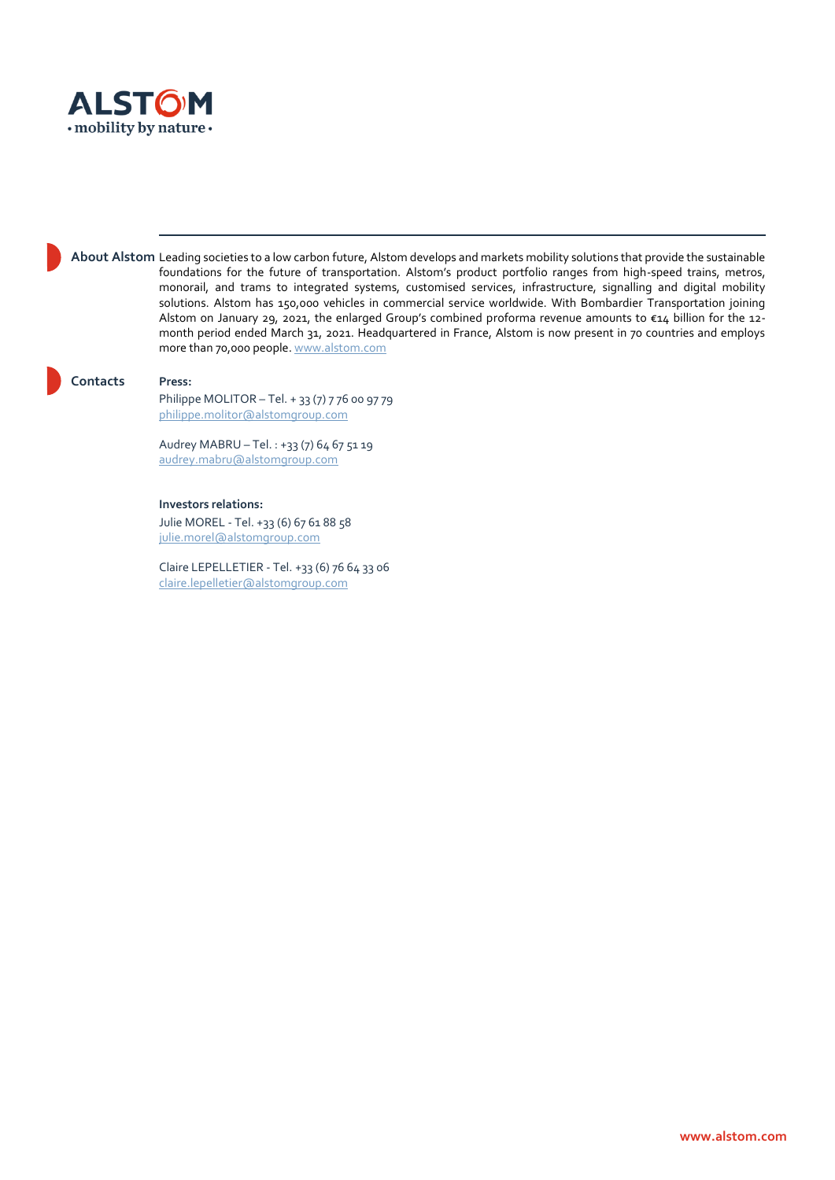**About Alstom** Leading societies to a low carbon future, Alstom develops and markets mobility solutions that provide the sustainable foundations for the future of transportation. Alstom's product portfolio ranges from high-speed trains, metros, monorail, and trams to integrated systems, customised services, infrastructure, signalling and digital mobility solutions. Alstom has 150,000 vehicles in commercial service worldwide. With Bombardier Transportation joining Alstom on January 29, 2021, the enlarged Group's combined proforma revenue amounts to €14 billion for the 12-month period ended March 31, 2021. Headquartered in France, Alstom is now present in 70 countries and employs more than 70,000 people. www.alstom.com

**Contacts**

**Press:**

Philippe MOLITOR – Tel. + 33 (7) 7 76 00 97 79
philippe.molitor@alstomgroup.com

Audrey MABRU – Tel. : +33 (7) 64 67 51 19
audrey.mabru@alstomgroup.com

**Investors relations:**

Julie MOREL - Tel. +33 (6) 67 61 88 58
julie.morel@alstomgroup.com

Claire LEPELLETIER - Tel. +33 (6) 76 64 33 06
claire.lepelletier@alstomgroup.com